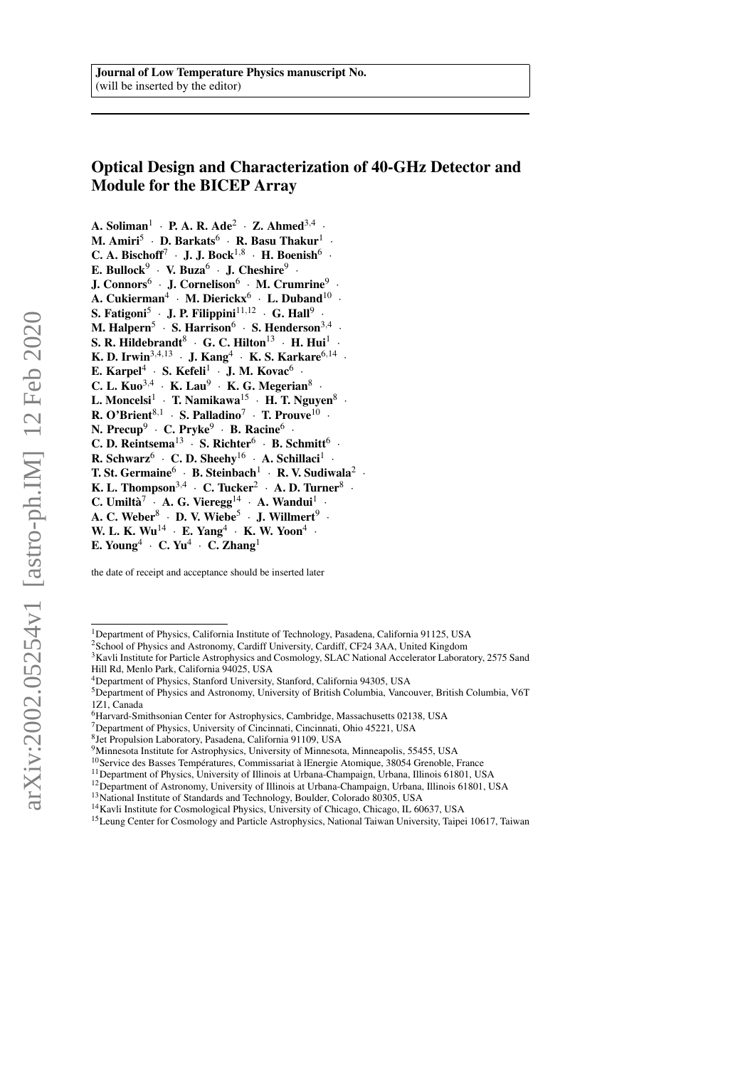Journal of Low Temperature Physics manuscript No.
(will be inserted by the editor)

# Optical Design and Characterization of 40-GHz Detector and Module for the BICEP Array

**A. Soliman**[1] · **P. A. R. Ade**[2] · **Z. Ahmed**[3,4] · **M. Amiri**[5] · **D. Barkats**[6] · **R. Basu Thakur**[1] · **C. A. Bischoff**[7] · **J. J. Bock**[1,8] · **H. Boenish**[6] · **E. Bullock**[9] · **V. Buza**[6] · **J. Cheshire**[9] · **J. Connors**[6] · **J. Cornelison**[6] · **M. Crumrine**[9] · **A. Cukierman**[4] · **M. Dierickx**[6] · **L. Duband**[10] · **S. Fatigoni**[5] · **J. P. Filippini**[11,12] · **G. Hall**[9] · **M. Halpern**[5] · **S. Harrison**[6] · **S. Henderson**[3,4] · **S. R. Hildebrandt**[8] · **G. C. Hilton**[13] · **H. Hui**[1] · **K. D. Irwin**[3,4,13] · **J. Kang**[4] · **K. S. Karkare**[6,14] · **E. Karpel**[4] · **S. Kefeli**[1] · **J. M. Kovac**[6] · **C. L. Kuo**[3,4] · **K. Lau**[9] · **K. G. Megerian**[8] · **L. Moncelsi**[1] · **T. Namikawa**[15] · **H. T. Nguyen**[8] · **R. O'Brient**[8,1] · **S. Palladino**[7] · **T. Prouve**[10] · **N. Precup**[9] · **C. Pryke**[9] · **B. Racine**[6] · **C. D. Reintsema**[13] · **S. Richter**[6] · **B. Schmitt**[6] · **R. Schwarz**[6] · **C. D. Sheehy**[16] · **A. Schillaci**[1] · **T. St. Germaine**[6] · **B. Steinbach**[1] · **R. V. Sudiwala**[2] · **K. L. Thompson**[3,4] · **C. Tucker**[2] · **A. D. Turner**[8] · **C. Umiltà**[7] · **A. G. Vieregg**[14] · **A. Wandui**[1] · **A. C. Weber**[8] · **D. V. Wiebe**[5] · **J. Willmert**[9] · **W. L. K. Wu**[14] · **E. Yang**[4] · **K. W. Yoon**[4] · **E. Young**[4] · **C. Yu**[4] · **C. Zhang**[1]

the date of receipt and acceptance should be inserted later

---

[1]Department of Physics, California Institute of Technology, Pasadena, California 91125, USA
[2]School of Physics and Astronomy, Cardiff University, Cardiff, CF24 3AA, United Kingdom
[3]Kavli Institute for Particle Astrophysics and Cosmology, SLAC National Accelerator Laboratory, 2575 Sand Hill Rd, Menlo Park, California 94025, USA
[4]Department of Physics, Stanford University, Stanford, California 94305, USA
[5]Department of Physics and Astronomy, University of British Columbia, Vancouver, British Columbia, V6T 1Z1, Canada
[6]Harvard-Smithsonian Center for Astrophysics, Cambridge, Massachusetts 02138, USA
[7]Department of Physics, University of Cincinnati, Cincinnati, Ohio 45221, USA
[8]Jet Propulsion Laboratory, Pasadena, California 91109, USA
[9]Minnesota Institute for Astrophysics, University of Minnesota, Minneapolis, 55455, USA
[10]Service des Basses Températures, Commissariat à lEnergie Atomique, 38054 Grenoble, France
[11]Department of Physics, University of Illinois at Urbana-Champaign, Urbana, Illinois 61801, USA
[12]Department of Astronomy, University of Illinois at Urbana-Champaign, Urbana, Illinois 61801, USA
[13]National Institute of Standards and Technology, Boulder, Colorado 80305, USA
[14]Kavli Institute for Cosmological Physics, University of Chicago, Chicago, IL 60637, USA
[15]Leung Center for Cosmology and Particle Astrophysics, National Taiwan University, Taipei 10617, Taiwan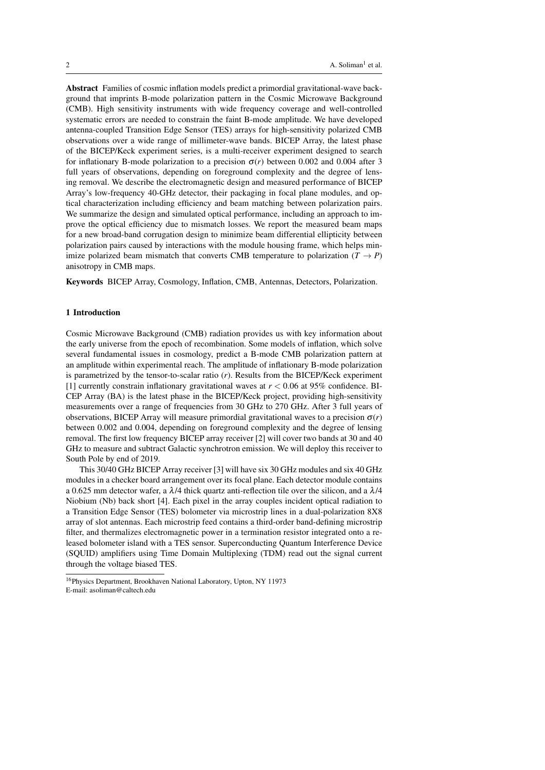**Abstract** Families of cosmic inflation models predict a primordial gravitational-wave background that imprints B-mode polarization pattern in the Cosmic Microwave Background (CMB). High sensitivity instruments with wide frequency coverage and well-controlled systematic errors are needed to constrain the faint B-mode amplitude. We have developed antenna-coupled Transition Edge Sensor (TES) arrays for high-sensitivity polarized CMB observations over a wide range of millimeter-wave bands. BICEP Array, the latest phase of the BICEP/Keck experiment series, is a multi-receiver experiment designed to search for inflationary B-mode polarization to a precision $\sigma(r)$ between 0.002 and 0.004 after 3 full years of observations, depending on foreground complexity and the degree of lensing removal. We describe the electromagnetic design and measured performance of BICEP Array's low-frequency 40-GHz detector, their packaging in focal plane modules, and optical characterization including efficiency and beam matching between polarization pairs. We summarize the design and simulated optical performance, including an approach to improve the optical efficiency due to mismatch losses. We report the measured beam maps for a new broad-band corrugation design to minimize beam differential ellipticity between polarization pairs caused by interactions with the module housing frame, which helps minimize polarized beam mismatch that converts CMB temperature to polarization ($T \rightarrow P$) anisotropy in CMB maps.

**Keywords** BICEP Array, Cosmology, Inflation, CMB, Antennas, Detectors, Polarization.

## 1 Introduction

Cosmic Microwave Background (CMB) radiation provides us with key information about the early universe from the epoch of recombination. Some models of inflation, which solve several fundamental issues in cosmology, predict a B-mode CMB polarization pattern at an amplitude within experimental reach. The amplitude of inflationary B-mode polarization is parametrized by the tensor-to-scalar ratio ($r$). Results from the BICEP/Keck experiment [1] currently constrain inflationary gravitational waves at $r < 0.06$ at 95% confidence. BICEP Array (BA) is the latest phase in the BICEP/Keck project, providing high-sensitivity measurements over a range of frequencies from 30 GHz to 270 GHz. After 3 full years of observations, BICEP Array will measure primordial gravitational waves to a precision $\sigma(r)$ between 0.002 and 0.004, depending on foreground complexity and the degree of lensing removal. The first low frequency BICEP array receiver [2] will cover two bands at 30 and 40 GHz to measure and subtract Galactic synchrotron emission. We will deploy this receiver to South Pole by end of 2019.

This 30/40 GHz BICEP Array receiver [3] will have six 30 GHz modules and six 40 GHz modules in a checker board arrangement over its focal plane. Each detector module contains a 0.625 mm detector wafer, a $\lambda/4$ thick quartz anti-reflection tile over the silicon, and a $\lambda/4$ Niobium (Nb) back short [4]. Each pixel in the array couples incident optical radiation to a Transition Edge Sensor (TES) bolometer via microstrip lines in a dual-polarization 8X8 array of slot antennas. Each microstrip feed contains a third-order band-defining microstrip filter, and thermalizes electromagnetic power in a termination resistor integrated onto a released bolometer island with a TES sensor. Superconducting Quantum Interference Device (SQUID) amplifiers using Time Domain Multiplexing (TDM) read out the signal current through the voltage biased TES.

[16]Physics Department, Brookhaven National Laboratory, Upton, NY 11973
E-mail: asoliman@caltech.edu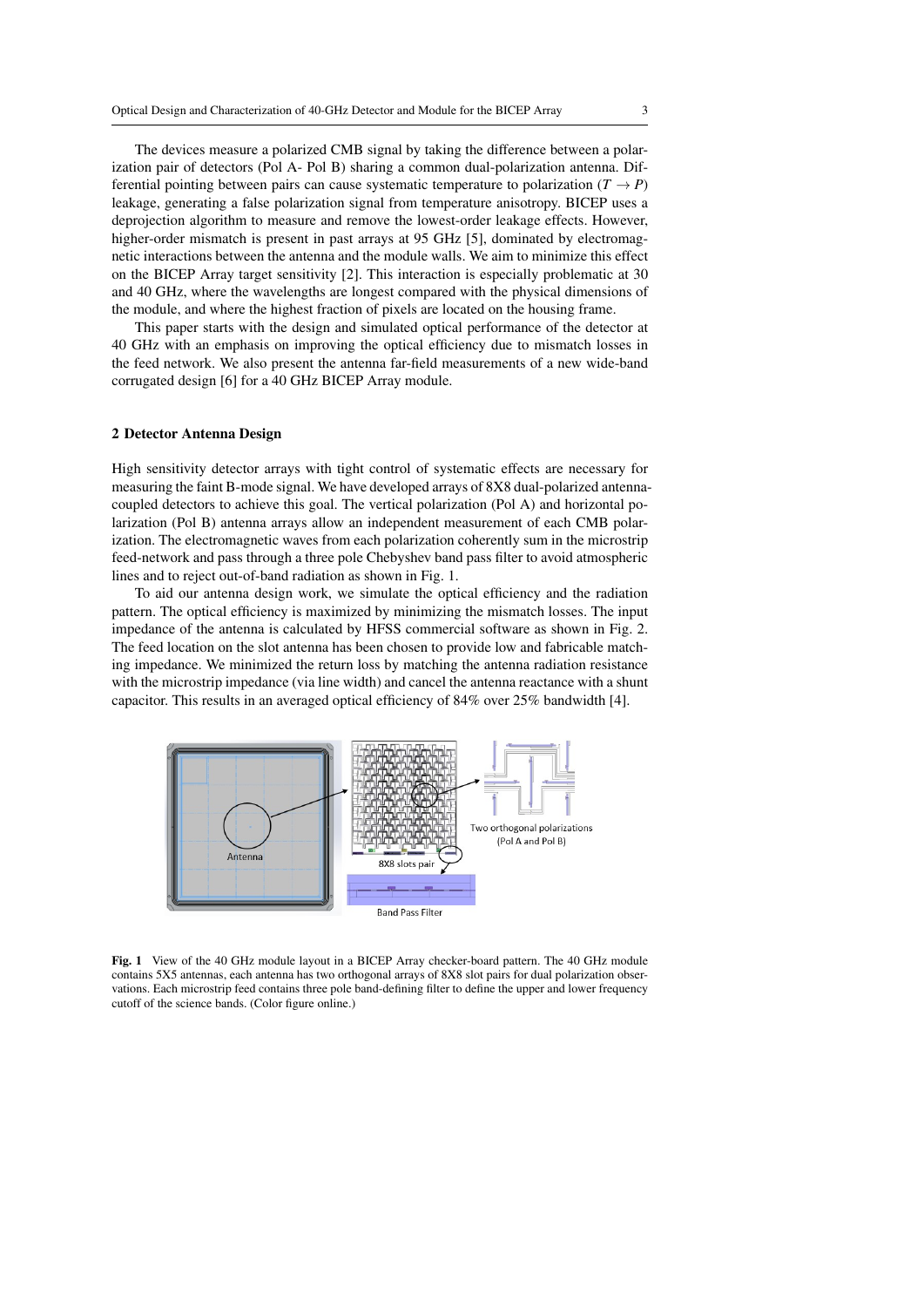The devices measure a polarized CMB signal by taking the difference between a polarization pair of detectors (Pol A- Pol B) sharing a common dual-polarization antenna. Differential pointing between pairs can cause systematic temperature to polarization ($T \rightarrow P$) leakage, generating a false polarization signal from temperature anisotropy. BICEP uses a deprojection algorithm to measure and remove the lowest-order leakage effects. However, higher-order mismatch is present in past arrays at 95 GHz [5], dominated by electromagnetic interactions between the antenna and the module walls. We aim to minimize this effect on the BICEP Array target sensitivity [2]. This interaction is especially problematic at 30 and 40 GHz, where the wavelengths are longest compared with the physical dimensions of the module, and where the highest fraction of pixels are located on the housing frame.

This paper starts with the design and simulated optical performance of the detector at 40 GHz with an emphasis on improving the optical efficiency due to mismatch losses in the feed network. We also present the antenna far-field measurements of a new wide-band corrugated design [6] for a 40 GHz BICEP Array module.

## 2 Detector Antenna Design

High sensitivity detector arrays with tight control of systematic effects are necessary for measuring the faint B-mode signal. We have developed arrays of 8X8 dual-polarized antenna-coupled detectors to achieve this goal. The vertical polarization (Pol A) and horizontal polarization (Pol B) antenna arrays allow an independent measurement of each CMB polarization. The electromagnetic waves from each polarization coherently sum in the microstrip feed-network and pass through a three pole Chebyshev band pass filter to avoid atmospheric lines and to reject out-of-band radiation as shown in Fig. 1.

To aid our antenna design work, we simulate the optical efficiency and the radiation pattern. The optical efficiency is maximized by minimizing the mismatch losses. The input impedance of the antenna is calculated by HFSS commercial software as shown in Fig. 2. The feed location on the slot antenna has been chosen to provide low and fabricable matching impedance. We minimized the return loss by matching the antenna radiation resistance with the microstrip impedance (via line width) and cancel the antenna reactance with a shunt capacitor. This results in an averaged optical efficiency of 84% over 25% bandwidth [4].

**Fig. 1** View of the 40 GHz module layout in a BICEP Array checker-board pattern. The 40 GHz module contains 5X5 antennas, each antenna has two orthogonal arrays of 8X8 slot pairs for dual polarization observations. Each microstrip feed contains three pole band-defining filter to define the upper and lower frequency cutoff of the science bands. (Color figure online.)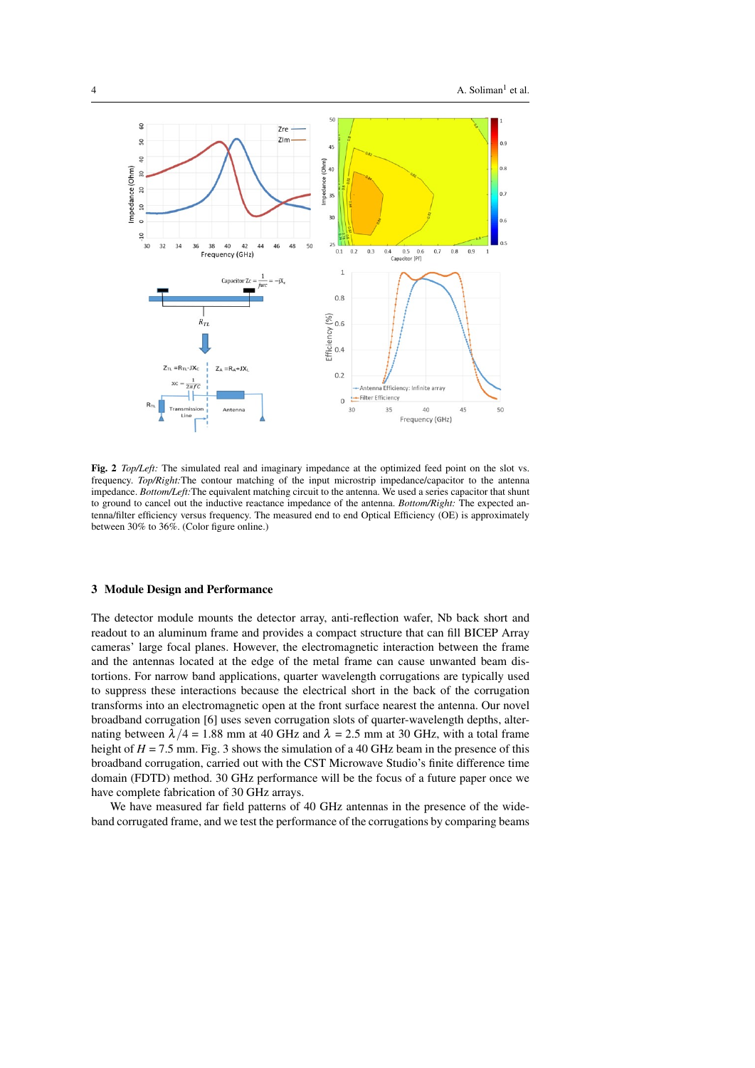**Fig. 2** *Top/Left:* The simulated real and imaginary impedance at the optimized feed point on the slot vs. frequency. *Top/Right:*The contour matching of the input microstrip impedance/capacitor to the antenna impedance. *Bottom/Left:*The equivalent matching circuit to the antenna. We used a series capacitor that shunt to ground to cancel out the inductive reactance impedance of the antenna. *Bottom/Right:* The expected antenna/filter efficiency versus frequency. The measured end to end Optical Efficiency (OE) is approximately between 30% to 36%. (Color figure online.)

## 3 Module Design and Performance

The detector module mounts the detector array, anti-reflection wafer, Nb back short and readout to an aluminum frame and provides a compact structure that can fill BICEP Array cameras' large focal planes. However, the electromagnetic interaction between the frame and the antennas located at the edge of the metal frame can cause unwanted beam distortions. For narrow band applications, quarter wavelength corrugations are typically used to suppress these interactions because the electrical short in the back of the corrugation transforms into an electromagnetic open at the front surface nearest the antenna. Our novel broadband corrugation [6] uses seven corrugation slots of quarter-wavelength depths, alternating between $\lambda/4 = 1.88$ mm at 40 GHz and $\lambda = 2.5$ mm at 30 GHz, with a total frame height of $H = 7.5$ mm. Fig. 3 shows the simulation of a 40 GHz beam in the presence of this broadband corrugation, carried out with the CST Microwave Studio's finite difference time domain (FDTD) method. 30 GHz performance will be the focus of a future paper once we have complete fabrication of 30 GHz arrays.

We have measured far field patterns of 40 GHz antennas in the presence of the wideband corrugated frame, and we test the performance of the corrugations by comparing beams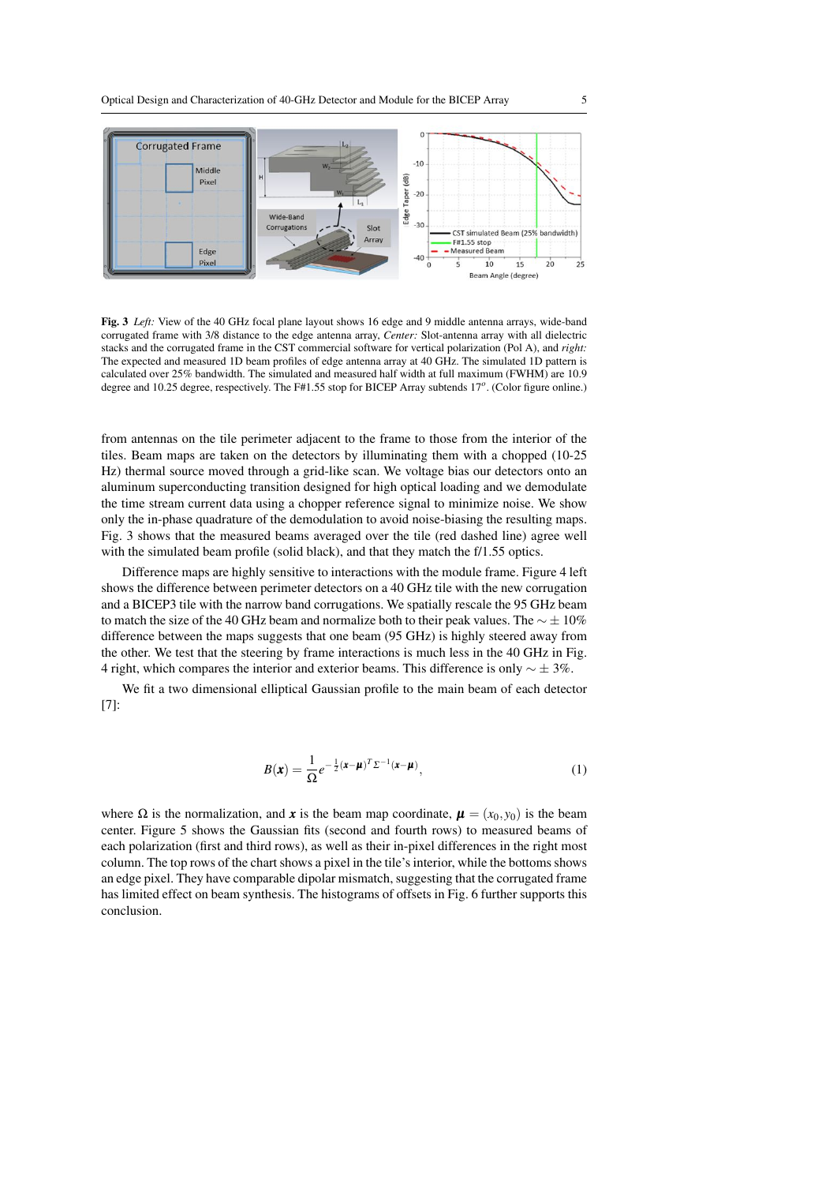**Fig. 3** *Left:* View of the 40 GHz focal plane layout shows 16 edge and 9 middle antenna arrays, wide-band corrugated frame with 3/8 distance to the edge antenna array, *Center:* Slot-antenna array with all dielectric stacks and the corrugated frame in the CST commercial software for vertical polarization (Pol A), and *right:* The expected and measured 1D beam profiles of edge antenna array at 40 GHz. The simulated 1D pattern is calculated over 25% bandwidth. The simulated and measured half width at full maximum (FWHM) are 10.9 degree and 10.25 degree, respectively. The F#1.55 stop for BICEP Array subtends $17^o$. (Color figure online.)

from antennas on the tile perimeter adjacent to the frame to those from the interior of the tiles. Beam maps are taken on the detectors by illuminating them with a chopped (10-25 Hz) thermal source moved through a grid-like scan. We voltage bias our detectors onto an aluminum superconducting transition designed for high optical loading and we demodulate the time stream current data using a chopper reference signal to minimize noise. We show only the in-phase quadrature of the demodulation to avoid noise-biasing the resulting maps. Fig. 3 shows that the measured beams averaged over the tile (red dashed line) agree well with the simulated beam profile (solid black), and that they match the f/1.55 optics.

Difference maps are highly sensitive to interactions with the module frame. Figure 4 left shows the difference between perimeter detectors on a 40 GHz tile with the new corrugation and a BICEP3 tile with the narrow band corrugations. We spatially rescale the 95 GHz beam to match the size of the 40 GHz beam and normalize both to their peak values. The $\sim \pm 10\%$ difference between the maps suggests that one beam (95 GHz) is highly steered away from the other. We test that the steering by frame interactions is much less in the 40 GHz in Fig. 4 right, which compares the interior and exterior beams. This difference is only $\sim \pm 3\%$.

We fit a two dimensional elliptical Gaussian profile to the main beam of each detector [7]:

$$B(\boldsymbol{x}) = \frac{1}{\Omega} e^{-\frac{1}{2}(\boldsymbol{x}-\boldsymbol{\mu})^T \Sigma^{-1} (\boldsymbol{x}-\boldsymbol{\mu})}, \tag{1}$$

where $\Omega$ is the normalization, and $\boldsymbol{x}$ is the beam map coordinate, $\boldsymbol{\mu} = (x_0, y_0)$ is the beam center. Figure 5 shows the Gaussian fits (second and fourth rows) to measured beams of each polarization (first and third rows), as well as their in-pixel differences in the right most column. The top rows of the chart shows a pixel in the tile's interior, while the bottoms shows an edge pixel. They have comparable dipolar mismatch, suggesting that the corrugated frame has limited effect on beam synthesis. The histograms of offsets in Fig. 6 further supports this conclusion.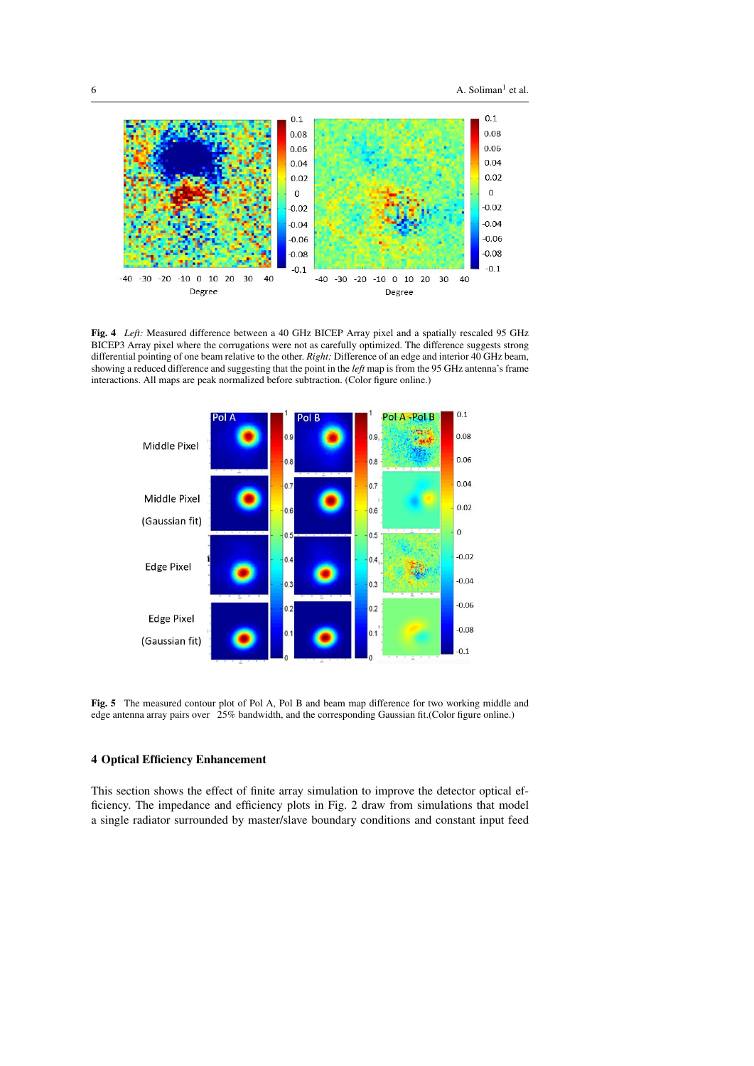**Fig. 4** *Left:* Measured difference between a 40 GHz BICEP Array pixel and a spatially rescaled 95 GHz BICEP3 Array pixel where the corrugations were not as carefully optimized. The difference suggests strong differential pointing of one beam relative to the other. *Right:* Difference of an edge and interior 40 GHz beam, showing a reduced difference and suggesting that the point in the *left* map is from the 95 GHz antenna's frame interactions. All maps are peak normalized before subtraction. (Color figure online.)

**Fig. 5** The measured contour plot of Pol A, Pol B and beam map difference for two working middle and edge antenna array pairs over 25% bandwidth, and the corresponding Gaussian fit.(Color figure online.)

## 4 Optical Efficiency Enhancement

This section shows the effect of finite array simulation to improve the detector optical efficiency. The impedance and efficiency plots in Fig. 2 draw from simulations that model a single radiator surrounded by master/slave boundary conditions and constant input feed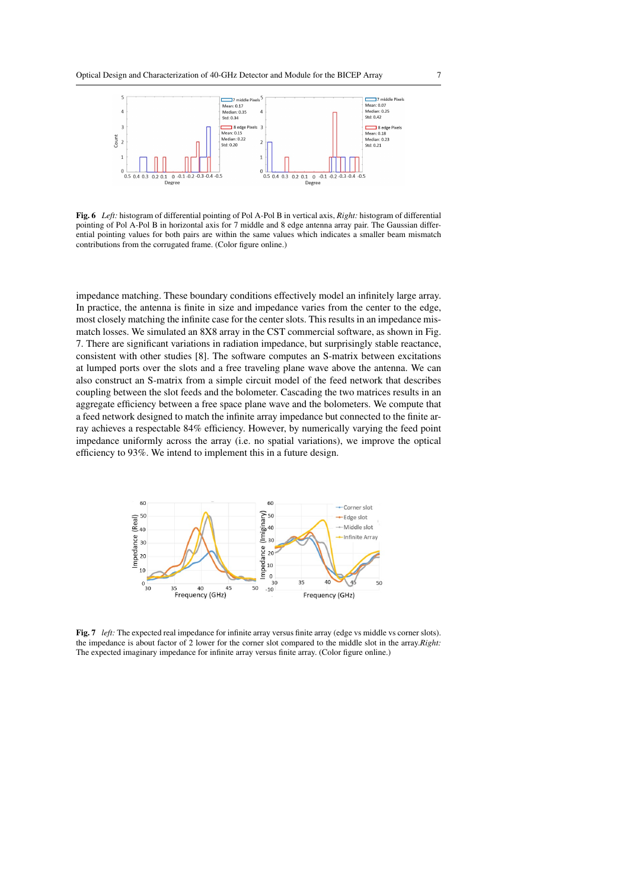**Fig. 6** *Left:* histogram of differential pointing of Pol A-Pol B in vertical axis, *Right:* histogram of differential pointing of Pol A-Pol B in horizontal axis for 7 middle and 8 edge antenna array pair. The Gaussian differential pointing values for both pairs are within the same values which indicates a smaller beam mismatch contributions from the corrugated frame. (Color figure online.)

impedance matching. These boundary conditions effectively model an infinitely large array. In practice, the antenna is finite in size and impedance varies from the center to the edge, most closely matching the infinite case for the center slots. This results in an impedance mismatch losses. We simulated an 8X8 array in the CST commercial software, as shown in Fig. 7. There are significant variations in radiation impedance, but surprisingly stable reactance, consistent with other studies [8]. The software computes an S-matrix between excitations at lumped ports over the slots and a free traveling plane wave above the antenna. We can also construct an S-matrix from a simple circuit model of the feed network that describes coupling between the slot feeds and the bolometer. Cascading the two matrices results in an aggregate efficiency between a free space plane wave and the bolometers. We compute that a feed network designed to match the infinite array impedance but connected to the finite array achieves a respectable 84% efficiency. However, by numerically varying the feed point impedance uniformly across the array (i.e. no spatial variations), we improve the optical efficiency to 93%. We intend to implement this in a future design.

**Fig. 7** *left:* The expected real impedance for infinite array versus finite array (edge vs middle vs corner slots). the impedance is about factor of 2 lower for the corner slot compared to the middle slot in the array.*Right:* The expected imaginary impedance for infinite array versus finite array. (Color figure online.)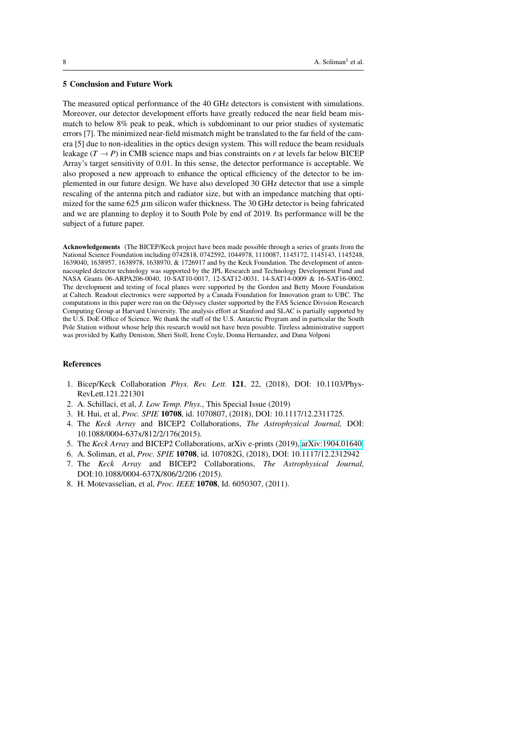## 5 Conclusion and Future Work

The measured optical performance of the 40 GHz detectors is consistent with simulations. Moreover, our detector development efforts have greatly reduced the near field beam mismatch to below 8% peak to peak, which is subdominant to our prior studies of systematic errors [7]. The minimized near-field mismatch might be translated to the far field of the camera [5] due to non-idealities in the optics design system. This will reduce the beam residuals leakage ($T \rightarrow P$) in CMB science maps and bias constraints on $r$ at levels far below BICEP Array's target sensitivity of 0.01. In this sense, the detector performance is acceptable. We also proposed a new approach to enhance the optical efficiency of the detector to be implemented in our future design. We have also developed 30 GHz detector that use a simple rescaling of the antenna pitch and radiator size, but with an impedance matching that optimized for the same 625 $\mu$m silicon wafer thickness. The 30 GHz detector is being fabricated and we are planning to deploy it to South Pole by end of 2019. Its performance will be the subject of a future paper.

**Acknowledgements** (The BICEP/Keck project have been made possible through a series of grants from the National Science Foundation including 0742818, 0742592, 1044978, 1110087, 1145172, 1145143, 1145248, 1639040, 1638957, 1638978, 1638970, & 1726917 and by the Keck Foundation. The development of antennacoupled detector technology was supported by the JPL Research and Technology Development Fund and NASA Grants 06-ARPA206-0040, 10-SAT10-0017, 12-SAT12-0031, 14-SAT14-0009 & 16-SAT16-0002. The development and testing of focal planes were supported by the Gordon and Betty Moore Foundation at Caltech. Readout electronics were supported by a Canada Foundation for Innovation grant to UBC. The computations in this paper were run on the Odyssey cluster supported by the FAS Science Division Research Computing Group at Harvard University. The analysis effort at Stanford and SLAC is partially supported by the U.S. DoE Office of Science. We thank the staff of the U.S. Antarctic Program and in particular the South Pole Station without whose help this research would not have been possible. Tireless administrative support was provided by Kathy Deniston, Sheri Stoll, Irene Coyle, Donna Hernandez, and Dana Volponi

## References

1. Bicep/Keck Collaboration *Phys. Rev. Lett.* **121**, 22, (2018), DOI: 10.1103/PhysRevLett.121.221301
2. A. Schillaci, et al, *J. Low Temp. Phys.*, This Special Issue (2019)
3. H. Hui, et al, *Proc. SPIE* **10708**, id. 1070807, (2018), DOI: 10.1117/12.2311725.
4. The *Keck Array* and BICEP2 Collaborations, *The Astrophysical Journal,* DOI: 10.1088/0004-637x/812/2/176(2015).
5. The *Keck Array* and BICEP2 Collaborations, arXiv e-prints (2019), arXiv:1904.01640
6. A. Soliman, et al, *Proc. SPIE* **10708**, id. 107082G, (2018), DOI: 10.1117/12.2312942
7. The *Keck Array* and BICEP2 Collaborations, *The Astrophysical Journal,* DOI:10.1088/0004-637X/806/2/206 (2015).
8. H. Motevasselian, et al, *Proc. IEEE* **10708**, Id. 6050307, (2011).